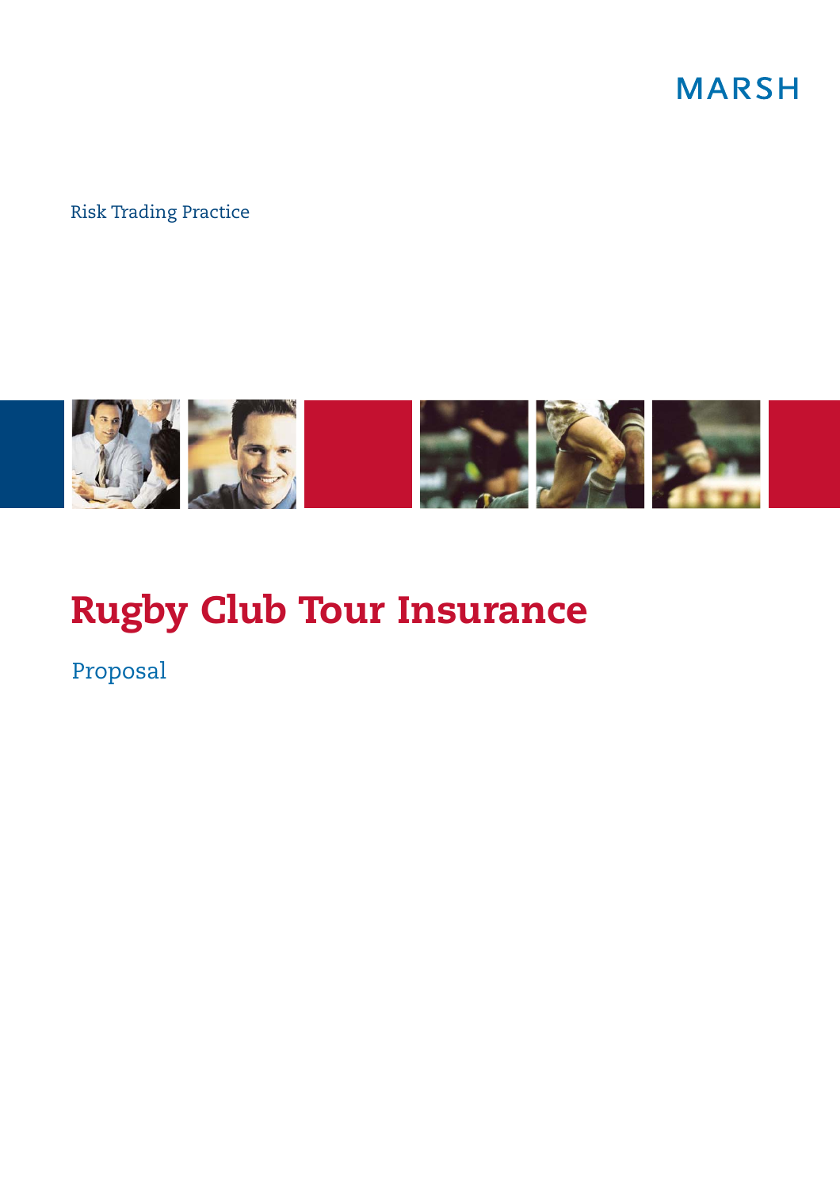MARSH

Risk Trading Practice

# Rugby Club Tour Insurance

## Proposal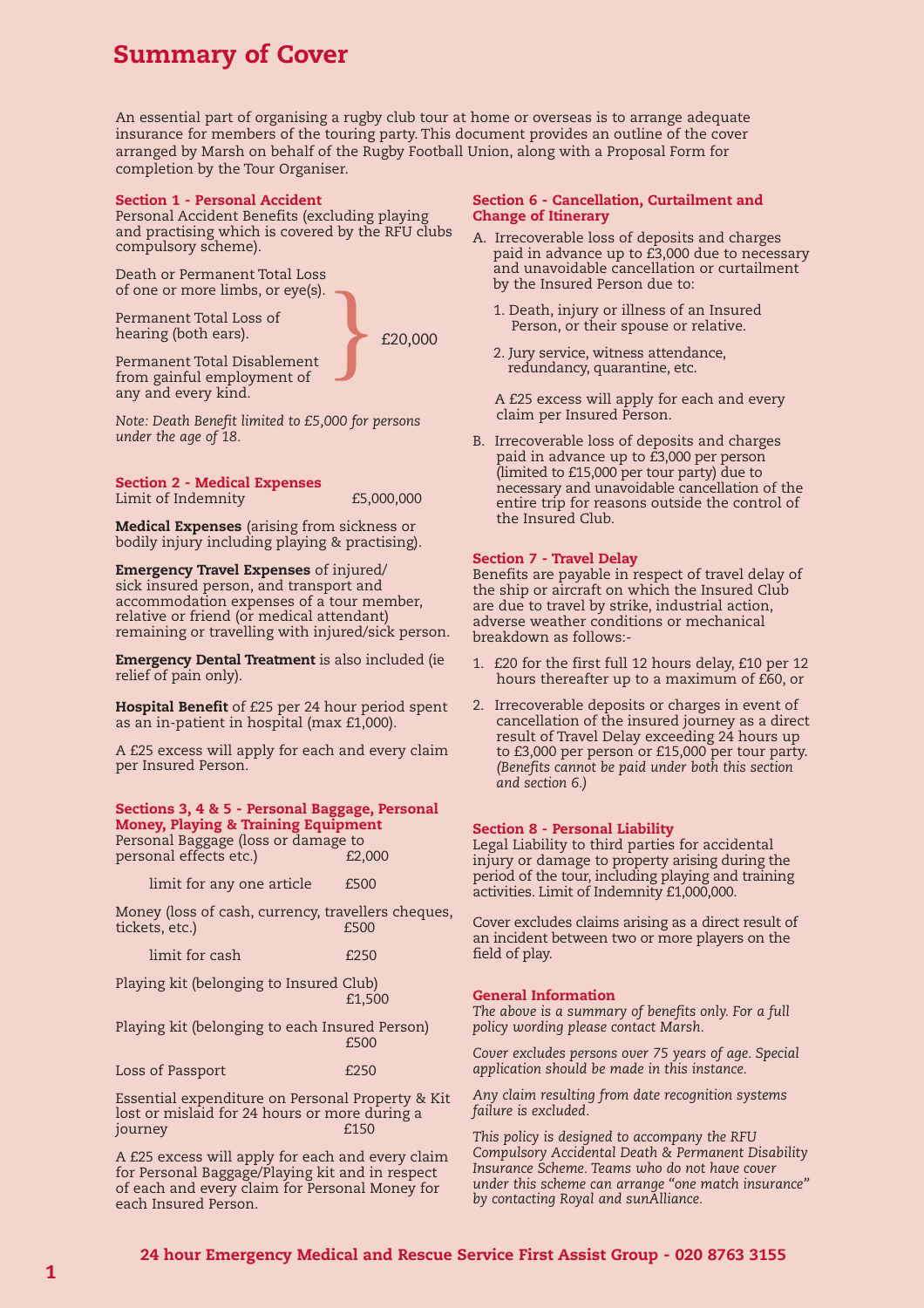# Summary of Cover

An essential part of organising a rugby club tour at home or overseas is to arrange adequate insurance for members of the touring party. This document provides an outline of the cover arranged by Marsh on behalf of the Rugby Football Union, along with a Proposal Form for completion by the Tour Organiser.

## Section 1 - Personal Accident

Personal Accident Benefits (excluding playing and practising which is covered by the RFU clubs compulsory scheme).

| Benefit | Amount |
| --- | --- |
| Death or Permanent Total Loss of one or more limbs, or eye(s). | £20,000 |
| Permanent Total Loss of hearing (both ears). | £20,000 |
| Permanent Total Disablement from gainful employment of any and every kind. | £20,000 |

*Note: Death Benefit limited to £5,000 for persons under the age of 18.*

## Section 2 - Medical Expenses

Limit of Indemnity £5,000,000

**Medical Expenses** (arising from sickness or bodily injury including playing & practising).

**Emergency Travel Expenses** of injured/ sick insured person, and transport and accommodation expenses of a tour member, relative or friend (or medical attendant) remaining or travelling with injured/sick person.

**Emergency Dental Treatment** is also included (ie relief of pain only).

**Hospital Benefit** of £25 per 24 hour period spent as an in-patient in hospital (max £1,000).

A £25 excess will apply for each and every claim per Insured Person.

## Sections 3, 4 & 5 - Personal Baggage, Personal Money, Playing & Training Equipment

| Item | Limit |
| --- | --- |
| Personal Baggage (loss or damage to personal effects etc.) | £2,000 |
| limit for any one article | £500 |
| Money (loss of cash, currency, travellers cheques, tickets, etc.) | £500 |
| limit for cash | £250 |
| Playing kit (belonging to Insured Club) | £1,500 |
| Playing kit (belonging to each Insured Person) | £500 |
| Loss of Passport | £250 |
| Essential expenditure on Personal Property & Kit lost or mislaid for 24 hours or more during a journey | £150 |

A £25 excess will apply for each and every claim for Personal Baggage/Playing kit and in respect of each and every claim for Personal Money for each Insured Person.

## Section 6 - Cancellation, Curtailment and Change of Itinerary

A. Irrecoverable loss of deposits and charges paid in advance up to £3,000 due to necessary and unavoidable cancellation or curtailment by the Insured Person due to:

   1. Death, injury or illness of an Insured Person, or their spouse or relative.
   2. Jury service, witness attendance, redundancy, quarantine, etc.

   A £25 excess will apply for each and every claim per Insured Person.

B. Irrecoverable loss of deposits and charges paid in advance up to £3,000 per person (limited to £15,000 per tour party) due to necessary and unavoidable cancellation of the entire trip for reasons outside the control of the Insured Club.

## Section 7 - Travel Delay

Benefits are payable in respect of travel delay of the ship or aircraft on which the Insured Club are due to travel by strike, industrial action, adverse weather conditions or mechanical breakdown as follows:-

1. £20 for the first full 12 hours delay, £10 per 12 hours thereafter up to a maximum of £60, or
2. Irrecoverable deposits or charges in event of cancellation of the insured journey as a direct result of Travel Delay exceeding 24 hours up to £3,000 per person or £15,000 per tour party. *(Benefits cannot be paid under both this section and section 6.)*

## Section 8 - Personal Liability

Legal Liability to third parties for accidental injury or damage to property arising during the period of the tour, including playing and training activities. Limit of Indemnity £1,000,000.

Cover excludes claims arising as a direct result of an incident between two or more players on the field of play.

## General Information

*The above is a summary of benefits only. For a full policy wording please contact Marsh.*

*Cover excludes persons over 75 years of age. Special application should be made in this instance.*

*Any claim resulting from date recognition systems failure is excluded.*

*This policy is designed to accompany the RFU Compulsory Accidental Death & Permanent Disability Insurance Scheme. Teams who do not have cover under this scheme can arrange "one match insurance" by contacting Royal and sunAlliance.*

**24 hour Emergency Medical and Rescue Service First Assist Group - 020 8763 3155**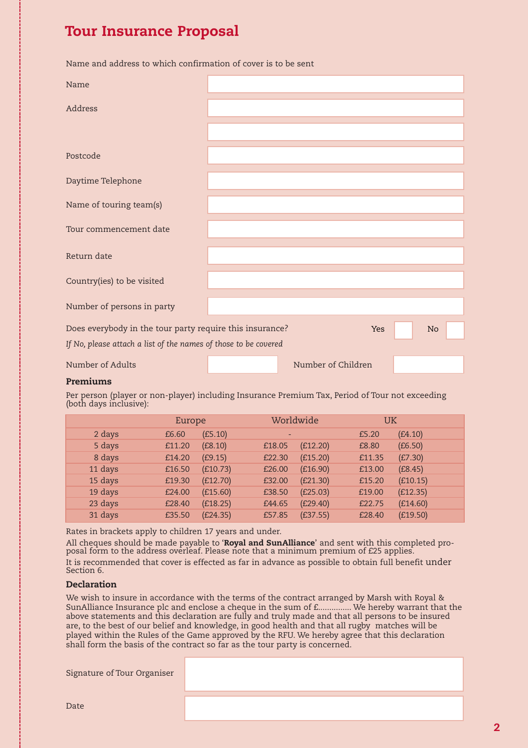# Tour Insurance Proposal

Name and address to which confirmation of cover is to be sent

| | |
|---|---|
| Name | |
| Address | |
| | |
| Postcode | |
| Daytime Telephone | |
| Name of touring team(s) | |
| Tour commencement date | |
| Return date | |
| Country(ies) to be visited | |
| Number of persons in party | |

Does everybody in the tour party require this insurance? Yes ☐ No ☐

*If No, please attach a list of the names of those to be covered*

Number of Adults ____ Number of Children ____

### Premiums

Per person (player or non-player) including Insurance Premium Tax, Period of Tour not exceeding (both days inclusive):

| | Europe | | Worldwide | | UK | |
|---|---|---|---|---|---|---|
| 2 days | £6.60 | (£5.10) | - | | £5.20 | (£4.10) |
| 5 days | £11.20 | (£8.10) | £18.05 | (£12.20) | £8.80 | (£6.50) |
| 8 days | £14.20 | (£9.15) | £22.30 | (£15.20) | £11.35 | (£7.30) |
| 11 days | £16.50 | (£10.73) | £26.00 | (£16.90) | £13.00 | (£8.45) |
| 15 days | £19.30 | (£12.70) | £32.00 | (£21.30) | £15.20 | (£10.15) |
| 19 days | £24.00 | (£15.60) | £38.50 | (£25.03) | £19.00 | (£12.35) |
| 23 days | £28.40 | (£18.25) | £44.65 | (£29.40) | £22.75 | (£14.60) |
| 31 days | £35.50 | (£24.35) | £57.85 | (£37.55) | £28.40 | (£19.50) |

Rates in brackets apply to children 17 years and under.

All cheques should be made payable to '**Royal and SunAlliance**' and sent with this completed proposal form to the address overleaf. Please note that a minimum premium of £25 applies.

It is recommended that cover is effected as far in advance as possible to obtain full benefit under Section 6.

### Declaration

We wish to insure in accordance with the terms of the contract arranged by Marsh with Royal & SunAlliance Insurance plc and enclose a cheque in the sum of £............... We hereby warrant that the above statements and this declaration are fully and truly made and that all persons to be insured are, to the best of our belief and knowledge, in good health and that all rugby matches will be played within the Rules of the Game approved by the RFU. We hereby agree that this declaration shall form the basis of the contract so far as the tour party is concerned.

| | |
|---|---|
| Signature of Tour Organiser | |
| Date | |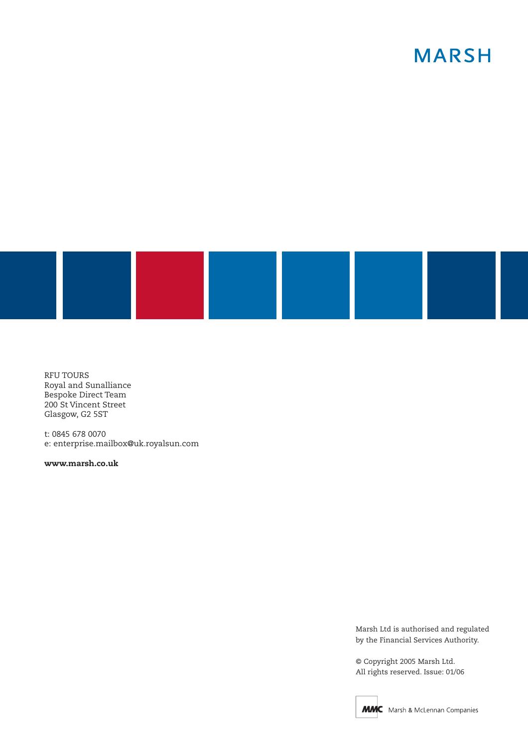MARSH

RFU TOURS
Royal and Sunalliance
Bespoke Direct Team
200 St Vincent Street
Glasgow, G2 5ST

t: 0845 678 0070
e: enterprise.mailbox@uk.royalsun.com

**www.marsh.co.uk**

Marsh Ltd is authorised and regulated by the Financial Services Authority.

© Copyright 2005 Marsh Ltd.
All rights reserved. Issue: 01/06

MMC Marsh & McLennan Companies